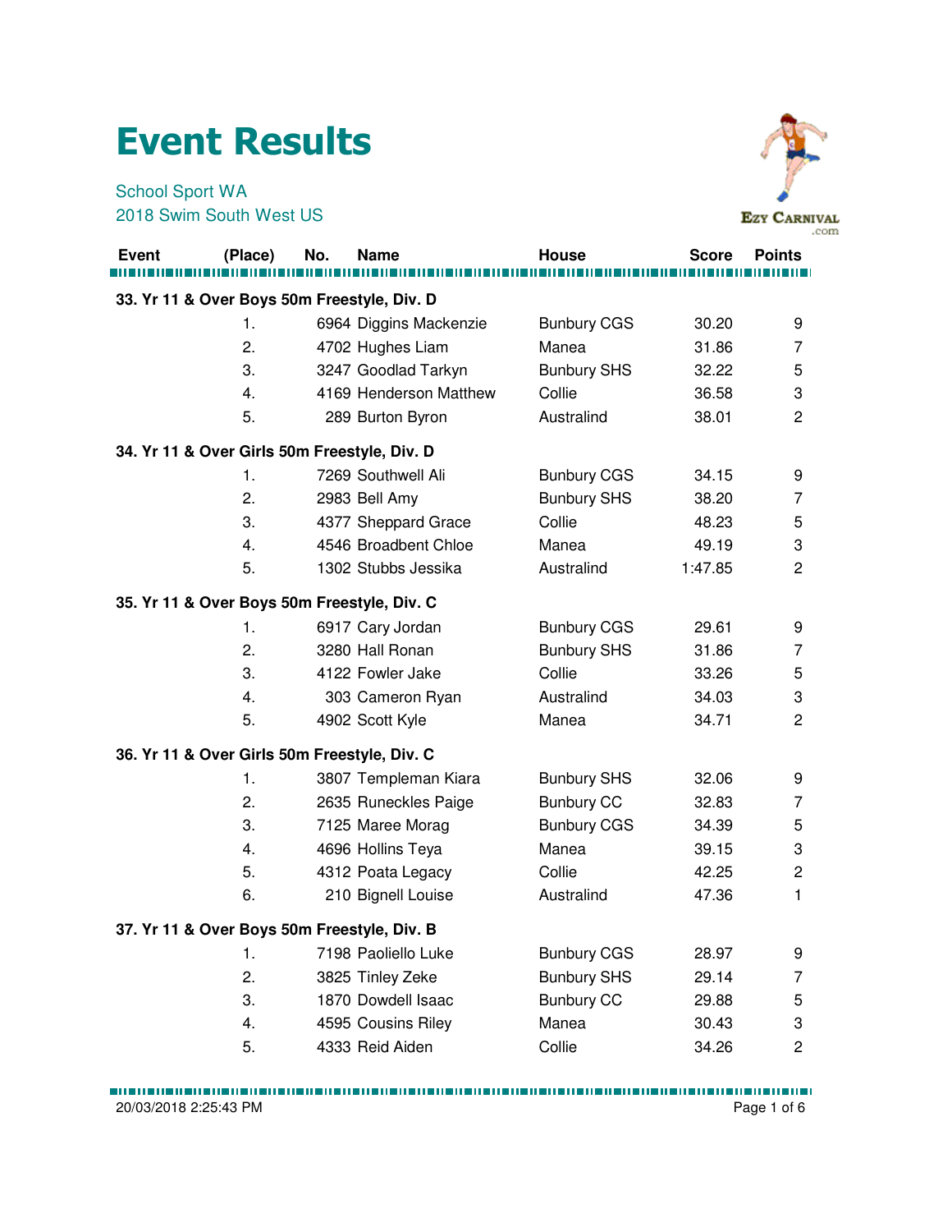# Event Results

School Sport WA
2018 Swim South West US

| Event | (Place) | No. | Name | House | Score | Points |
|---|---|---|---|---|---|---|
| **33. Yr 11 & Over Boys 50m Freestyle, Div. D** | | | | | | |
| | 1. | 6964 | Diggins Mackenzie | Bunbury CGS | 30.20 | 9 |
| | 2. | 4702 | Hughes Liam | Manea | 31.86 | 7 |
| | 3. | 3247 | Goodlad Tarkyn | Bunbury SHS | 32.22 | 5 |
| | 4. | 4169 | Henderson Matthew | Collie | 36.58 | 3 |
| | 5. | 289 | Burton Byron | Australind | 38.01 | 2 |
| **34. Yr 11 & Over Girls 50m Freestyle, Div. D** | | | | | | |
| | 1. | 7269 | Southwell Ali | Bunbury CGS | 34.15 | 9 |
| | 2. | 2983 | Bell Amy | Bunbury SHS | 38.20 | 7 |
| | 3. | 4377 | Sheppard Grace | Collie | 48.23 | 5 |
| | 4. | 4546 | Broadbent Chloe | Manea | 49.19 | 3 |
| | 5. | 1302 | Stubbs Jessika | Australind | 1:47.85 | 2 |
| **35. Yr 11 & Over Boys 50m Freestyle, Div. C** | | | | | | |
| | 1. | 6917 | Cary Jordan | Bunbury CGS | 29.61 | 9 |
| | 2. | 3280 | Hall Ronan | Bunbury SHS | 31.86 | 7 |
| | 3. | 4122 | Fowler Jake | Collie | 33.26 | 5 |
| | 4. | 303 | Cameron Ryan | Australind | 34.03 | 3 |
| | 5. | 4902 | Scott Kyle | Manea | 34.71 | 2 |
| **36. Yr 11 & Over Girls 50m Freestyle, Div. C** | | | | | | |
| | 1. | 3807 | Templeman Kiara | Bunbury SHS | 32.06 | 9 |
| | 2. | 2635 | Runeckles Paige | Bunbury CC | 32.83 | 7 |
| | 3. | 7125 | Maree Morag | Bunbury CGS | 34.39 | 5 |
| | 4. | 4696 | Hollins Teya | Manea | 39.15 | 3 |
| | 5. | 4312 | Poata Legacy | Collie | 42.25 | 2 |
| | 6. | 210 | Bignell Louise | Australind | 47.36 | 1 |
| **37. Yr 11 & Over Boys 50m Freestyle, Div. B** | | | | | | |
| | 1. | 7198 | Paoliello Luke | Bunbury CGS | 28.97 | 9 |
| | 2. | 3825 | Tinley Zeke | Bunbury SHS | 29.14 | 7 |
| | 3. | 1870 | Dowdell Isaac | Bunbury CC | 29.88 | 5 |
| | 4. | 4595 | Cousins Riley | Manea | 30.43 | 3 |
| | 5. | 4333 | Reid Aiden | Collie | 34.26 | 2 |

20/03/2018 2:25:43 PM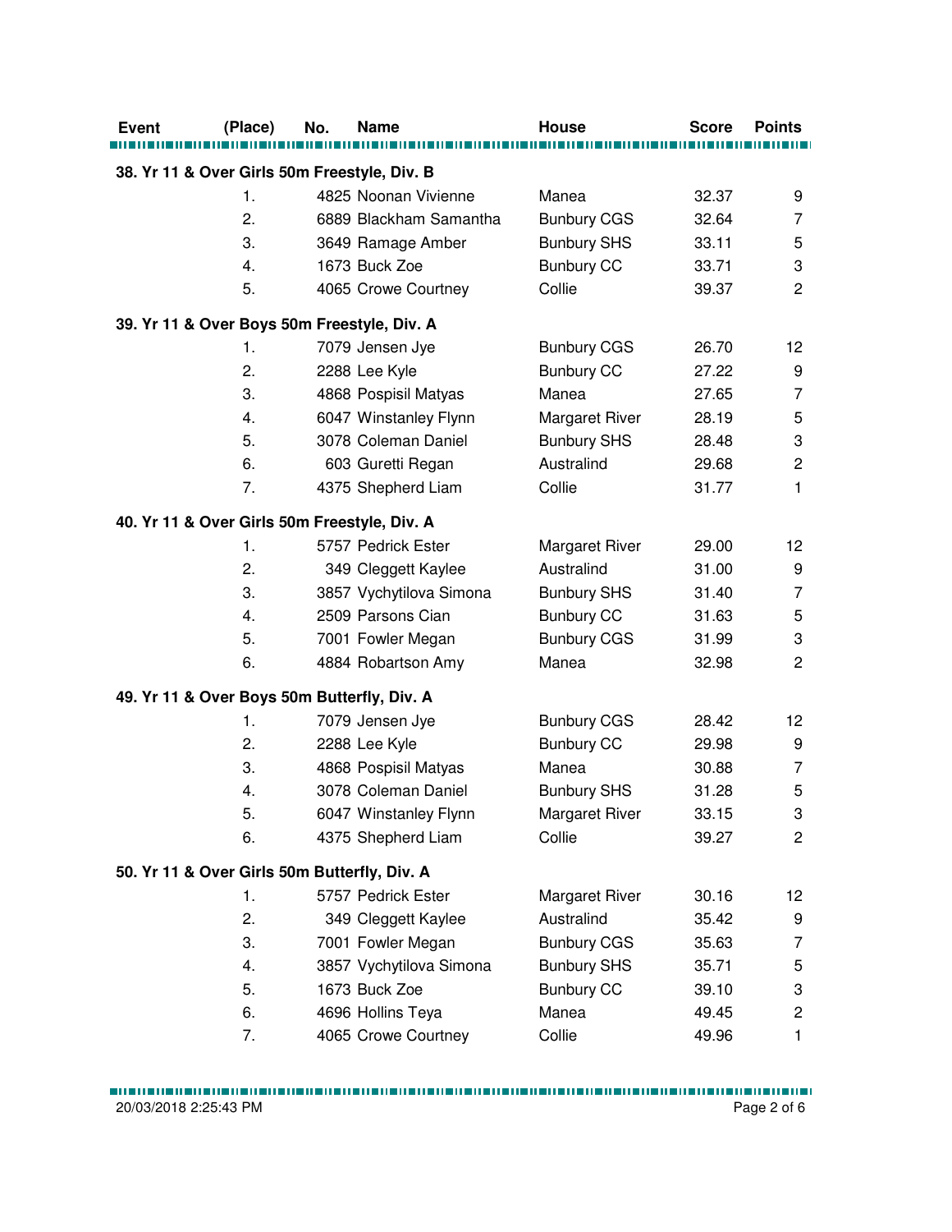| Event | (Place) | No. | Name | House | Score | Points |
|---|---|---|---|---|---|---|
| **38. Yr 11 & Over Girls 50m Freestyle, Div. B** | | | | | | |
| | 1. | 4825 | Noonan Vivienne | Manea | 32.37 | 9 |
| | 2. | 6889 | Blackham Samantha | Bunbury CGS | 32.64 | 7 |
| | 3. | 3649 | Ramage Amber | Bunbury SHS | 33.11 | 5 |
| | 4. | 1673 | Buck Zoe | Bunbury CC | 33.71 | 3 |
| | 5. | 4065 | Crowe Courtney | Collie | 39.37 | 2 |
| **39. Yr 11 & Over Boys 50m Freestyle, Div. A** | | | | | | |
| | 1. | 7079 | Jensen Jye | Bunbury CGS | 26.70 | 12 |
| | 2. | 2288 | Lee Kyle | Bunbury CC | 27.22 | 9 |
| | 3. | 4868 | Pospisil Matyas | Manea | 27.65 | 7 |
| | 4. | 6047 | Winstanley Flynn | Margaret River | 28.19 | 5 |
| | 5. | 3078 | Coleman Daniel | Bunbury SHS | 28.48 | 3 |
| | 6. | 603 | Guretti Regan | Australind | 29.68 | 2 |
| | 7. | 4375 | Shepherd Liam | Collie | 31.77 | 1 |
| **40. Yr 11 & Over Girls 50m Freestyle, Div. A** | | | | | | |
| | 1. | 5757 | Pedrick Ester | Margaret River | 29.00 | 12 |
| | 2. | 349 | Cleggett Kaylee | Australind | 31.00 | 9 |
| | 3. | 3857 | Vychytilova Simona | Bunbury SHS | 31.40 | 7 |
| | 4. | 2509 | Parsons Cian | Bunbury CC | 31.63 | 5 |
| | 5. | 7001 | Fowler Megan | Bunbury CGS | 31.99 | 3 |
| | 6. | 4884 | Robartson Amy | Manea | 32.98 | 2 |
| **49. Yr 11 & Over Boys 50m Butterfly, Div. A** | | | | | | |
| | 1. | 7079 | Jensen Jye | Bunbury CGS | 28.42 | 12 |
| | 2. | 2288 | Lee Kyle | Bunbury CC | 29.98 | 9 |
| | 3. | 4868 | Pospisil Matyas | Manea | 30.88 | 7 |
| | 4. | 3078 | Coleman Daniel | Bunbury SHS | 31.28 | 5 |
| | 5. | 6047 | Winstanley Flynn | Margaret River | 33.15 | 3 |
| | 6. | 4375 | Shepherd Liam | Collie | 39.27 | 2 |
| **50. Yr 11 & Over Girls 50m Butterfly, Div. A** | | | | | | |
| | 1. | 5757 | Pedrick Ester | Margaret River | 30.16 | 12 |
| | 2. | 349 | Cleggett Kaylee | Australind | 35.42 | 9 |
| | 3. | 7001 | Fowler Megan | Bunbury CGS | 35.63 | 7 |
| | 4. | 3857 | Vychytilova Simona | Bunbury SHS | 35.71 | 5 |
| | 5. | 1673 | Buck Zoe | Bunbury CC | 39.10 | 3 |
| | 6. | 4696 | Hollins Teya | Manea | 49.45 | 2 |
| | 7. | 4065 | Crowe Courtney | Collie | 49.96 | 1 |

20/03/2018 2:25:43 PM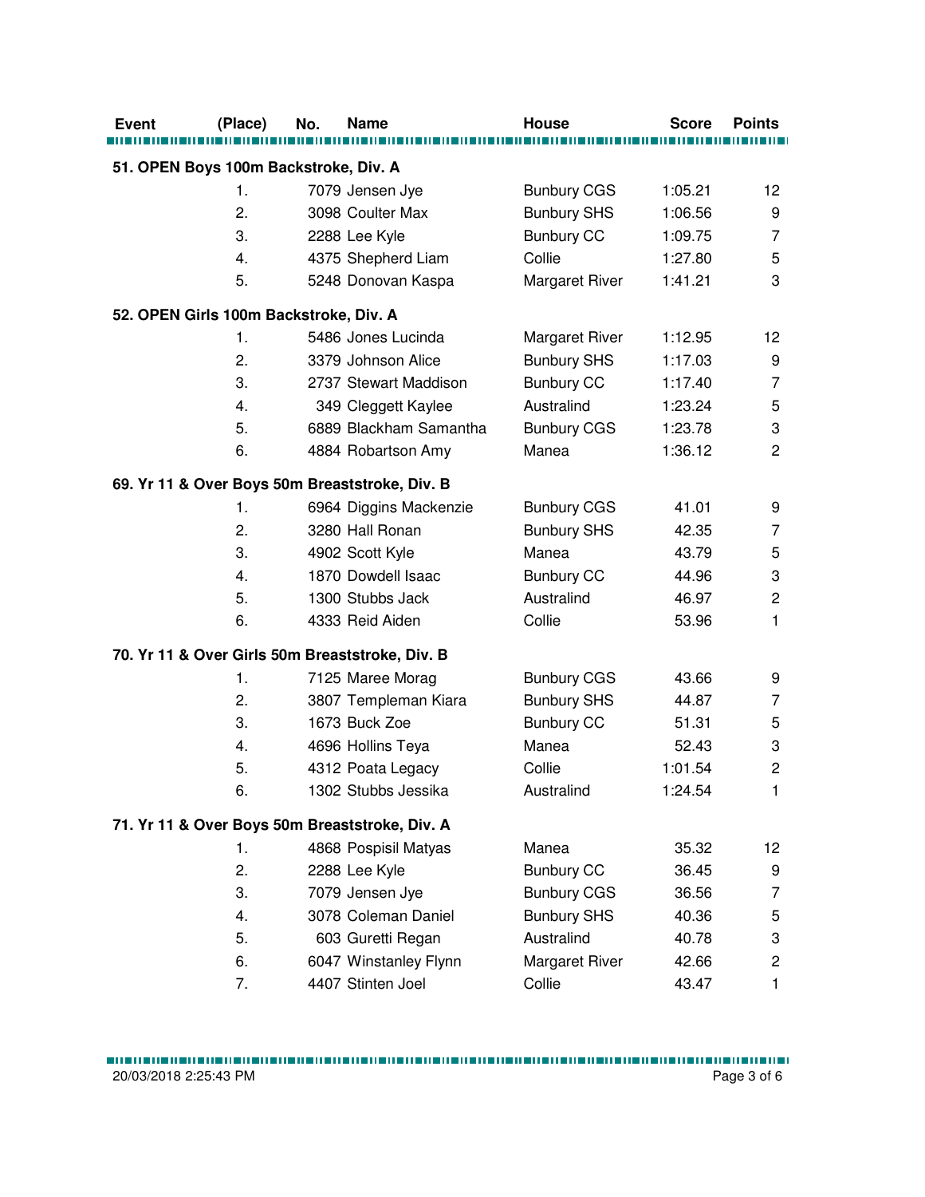| Event | (Place) | No. | Name | House | Score | Points |
|---|---|---|---|---|---|---|
| **51. OPEN Boys 100m Backstroke, Div. A** | | | | | | |
| | 1. | 7079 | Jensen Jye | Bunbury CGS | 1:05.21 | 12 |
| | 2. | 3098 | Coulter Max | Bunbury SHS | 1:06.56 | 9 |
| | 3. | 2288 | Lee Kyle | Bunbury CC | 1:09.75 | 7 |
| | 4. | 4375 | Shepherd Liam | Collie | 1:27.80 | 5 |
| | 5. | 5248 | Donovan Kaspa | Margaret River | 1:41.21 | 3 |
| **52. OPEN Girls 100m Backstroke, Div. A** | | | | | | |
| | 1. | 5486 | Jones Lucinda | Margaret River | 1:12.95 | 12 |
| | 2. | 3379 | Johnson Alice | Bunbury SHS | 1:17.03 | 9 |
| | 3. | 2737 | Stewart Maddison | Bunbury CC | 1:17.40 | 7 |
| | 4. | 349 | Cleggett Kaylee | Australind | 1:23.24 | 5 |
| | 5. | 6889 | Blackham Samantha | Bunbury CGS | 1:23.78 | 3 |
| | 6. | 4884 | Robartson Amy | Manea | 1:36.12 | 2 |
| **69. Yr 11 & Over Boys 50m Breaststroke, Div. B** | | | | | | |
| | 1. | 6964 | Diggins Mackenzie | Bunbury CGS | 41.01 | 9 |
| | 2. | 3280 | Hall Ronan | Bunbury SHS | 42.35 | 7 |
| | 3. | 4902 | Scott Kyle | Manea | 43.79 | 5 |
| | 4. | 1870 | Dowdell Isaac | Bunbury CC | 44.96 | 3 |
| | 5. | 1300 | Stubbs Jack | Australind | 46.97 | 2 |
| | 6. | 4333 | Reid Aiden | Collie | 53.96 | 1 |
| **70. Yr 11 & Over Girls 50m Breaststroke, Div. B** | | | | | | |
| | 1. | 7125 | Maree Morag | Bunbury CGS | 43.66 | 9 |
| | 2. | 3807 | Templeman Kiara | Bunbury SHS | 44.87 | 7 |
| | 3. | 1673 | Buck Zoe | Bunbury CC | 51.31 | 5 |
| | 4. | 4696 | Hollins Teya | Manea | 52.43 | 3 |
| | 5. | 4312 | Poata Legacy | Collie | 1:01.54 | 2 |
| | 6. | 1302 | Stubbs Jessika | Australind | 1:24.54 | 1 |
| **71. Yr 11 & Over Boys 50m Breaststroke, Div. A** | | | | | | |
| | 1. | 4868 | Pospisil Matyas | Manea | 35.32 | 12 |
| | 2. | 2288 | Lee Kyle | Bunbury CC | 36.45 | 9 |
| | 3. | 7079 | Jensen Jye | Bunbury CGS | 36.56 | 7 |
| | 4. | 3078 | Coleman Daniel | Bunbury SHS | 40.36 | 5 |
| | 5. | 603 | Guretti Regan | Australind | 40.78 | 3 |
| | 6. | 6047 | Winstanley Flynn | Margaret River | 42.66 | 2 |
| | 7. | 4407 | Stinten Joel | Collie | 43.47 | 1 |

20/03/2018 2:25:43 PM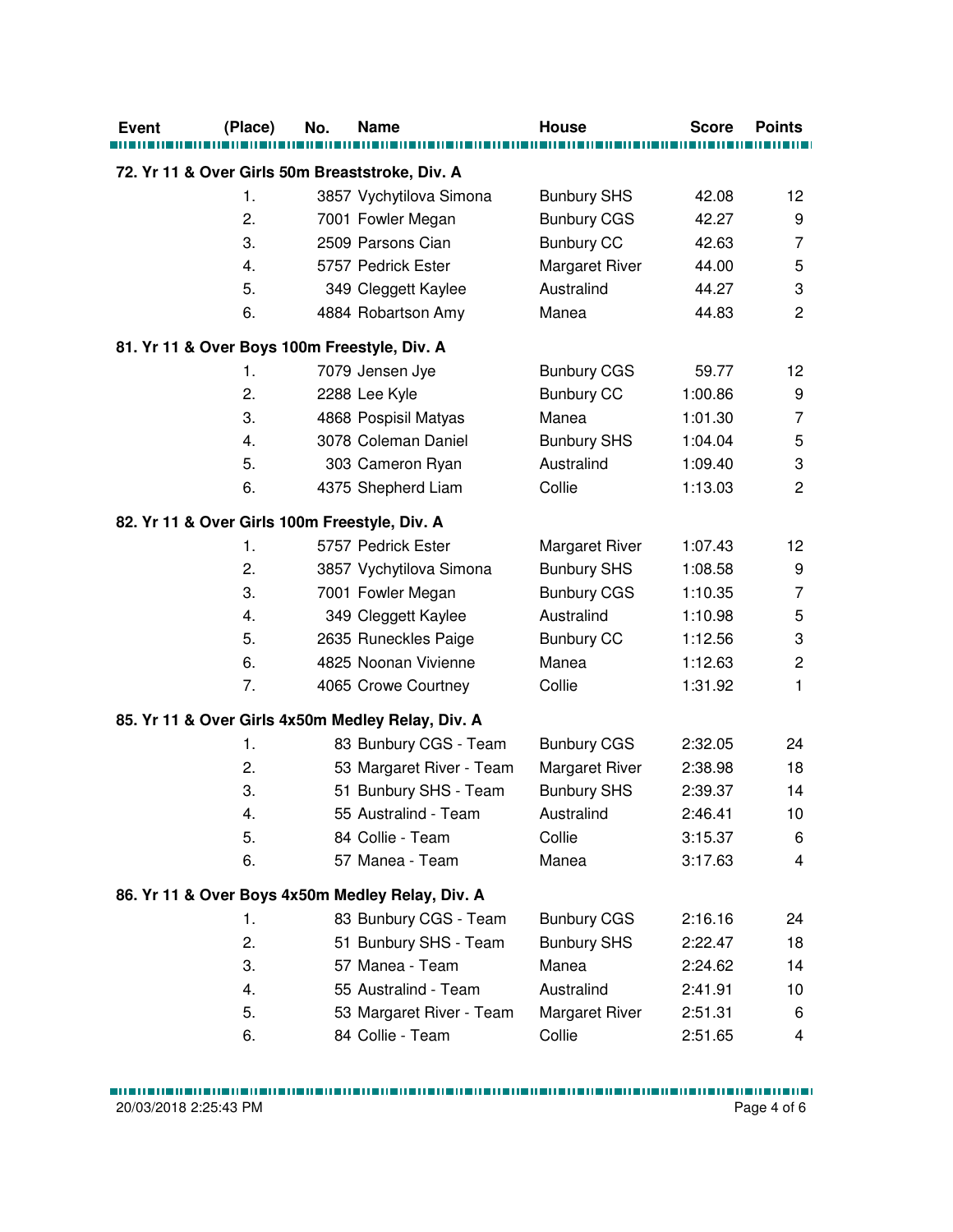| Event | (Place) | No. | Name | House | Score | Points |
|---|---|---|---|---|---|---|
| **72. Yr 11 & Over Girls 50m Breaststroke, Div. A** | | | | | | |
| | 1. | 3857 | Vychytilova Simona | Bunbury SHS | 42.08 | 12 |
| | 2. | 7001 | Fowler Megan | Bunbury CGS | 42.27 | 9 |
| | 3. | 2509 | Parsons Cian | Bunbury CC | 42.63 | 7 |
| | 4. | 5757 | Pedrick Ester | Margaret River | 44.00 | 5 |
| | 5. | 349 | Cleggett Kaylee | Australind | 44.27 | 3 |
| | 6. | 4884 | Robartson Amy | Manea | 44.83 | 2 |
| **81. Yr 11 & Over Boys 100m Freestyle, Div. A** | | | | | | |
| | 1. | 7079 | Jensen Jye | Bunbury CGS | 59.77 | 12 |
| | 2. | 2288 | Lee Kyle | Bunbury CC | 1:00.86 | 9 |
| | 3. | 4868 | Pospisil Matyas | Manea | 1:01.30 | 7 |
| | 4. | 3078 | Coleman Daniel | Bunbury SHS | 1:04.04 | 5 |
| | 5. | 303 | Cameron Ryan | Australind | 1:09.40 | 3 |
| | 6. | 4375 | Shepherd Liam | Collie | 1:13.03 | 2 |
| **82. Yr 11 & Over Girls 100m Freestyle, Div. A** | | | | | | |
| | 1. | 5757 | Pedrick Ester | Margaret River | 1:07.43 | 12 |
| | 2. | 3857 | Vychytilova Simona | Bunbury SHS | 1:08.58 | 9 |
| | 3. | 7001 | Fowler Megan | Bunbury CGS | 1:10.35 | 7 |
| | 4. | 349 | Cleggett Kaylee | Australind | 1:10.98 | 5 |
| | 5. | 2635 | Runeckles Paige | Bunbury CC | 1:12.56 | 3 |
| | 6. | 4825 | Noonan Vivienne | Manea | 1:12.63 | 2 |
| | 7. | 4065 | Crowe Courtney | Collie | 1:31.92 | 1 |
| **85. Yr 11 & Over Girls 4x50m Medley Relay, Div. A** | | | | | | |
| | 1. | 83 | Bunbury CGS - Team | Bunbury CGS | 2:32.05 | 24 |
| | 2. | 53 | Margaret River - Team | Margaret River | 2:38.98 | 18 |
| | 3. | 51 | Bunbury SHS - Team | Bunbury SHS | 2:39.37 | 14 |
| | 4. | 55 | Australind - Team | Australind | 2:46.41 | 10 |
| | 5. | 84 | Collie - Team | Collie | 3:15.37 | 6 |
| | 6. | 57 | Manea - Team | Manea | 3:17.63 | 4 |
| **86. Yr 11 & Over Boys 4x50m Medley Relay, Div. A** | | | | | | |
| | 1. | 83 | Bunbury CGS - Team | Bunbury CGS | 2:16.16 | 24 |
| | 2. | 51 | Bunbury SHS - Team | Bunbury SHS | 2:22.47 | 18 |
| | 3. | 57 | Manea - Team | Manea | 2:24.62 | 14 |
| | 4. | 55 | Australind - Team | Australind | 2:41.91 | 10 |
| | 5. | 53 | Margaret River - Team | Margaret River | 2:51.31 | 6 |
| | 6. | 84 | Collie - Team | Collie | 2:51.65 | 4 |

20/03/2018 2:25:43 PM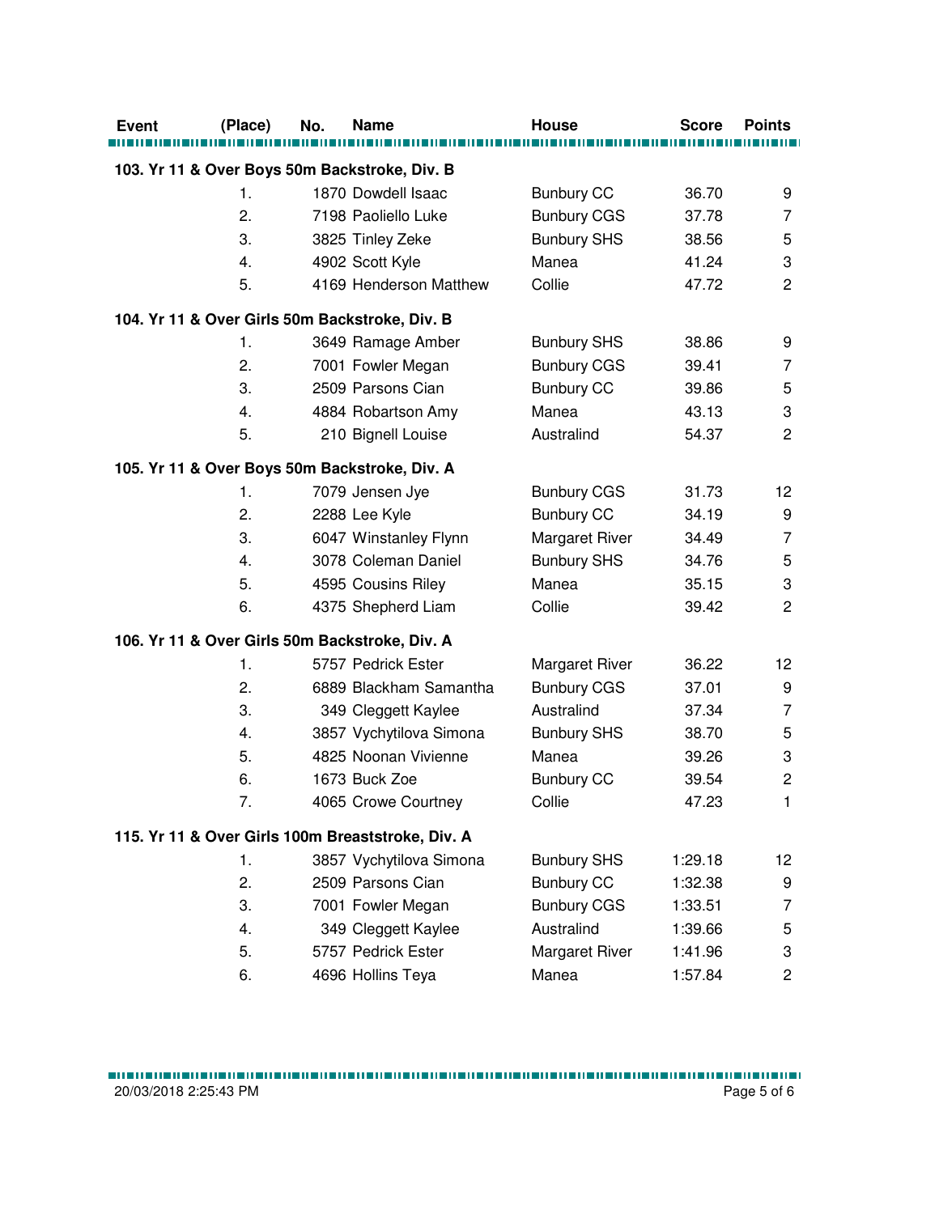| Event | (Place) | No. | Name | House | Score | Points |
|---|---|---|---|---|---|---|
| **103. Yr 11 & Over Boys 50m Backstroke, Div. B** | | | | | | |
| | 1. | 1870 | Dowdell Isaac | Bunbury CC | 36.70 | 9 |
| | 2. | 7198 | Paoliello Luke | Bunbury CGS | 37.78 | 7 |
| | 3. | 3825 | Tinley Zeke | Bunbury SHS | 38.56 | 5 |
| | 4. | 4902 | Scott Kyle | Manea | 41.24 | 3 |
| | 5. | 4169 | Henderson Matthew | Collie | 47.72 | 2 |
| **104. Yr 11 & Over Girls 50m Backstroke, Div. B** | | | | | | |
| | 1. | 3649 | Ramage Amber | Bunbury SHS | 38.86 | 9 |
| | 2. | 7001 | Fowler Megan | Bunbury CGS | 39.41 | 7 |
| | 3. | 2509 | Parsons Cian | Bunbury CC | 39.86 | 5 |
| | 4. | 4884 | Robartson Amy | Manea | 43.13 | 3 |
| | 5. | 210 | Bignell Louise | Australind | 54.37 | 2 |
| **105. Yr 11 & Over Boys 50m Backstroke, Div. A** | | | | | | |
| | 1. | 7079 | Jensen Jye | Bunbury CGS | 31.73 | 12 |
| | 2. | 2288 | Lee Kyle | Bunbury CC | 34.19 | 9 |
| | 3. | 6047 | Winstanley Flynn | Margaret River | 34.49 | 7 |
| | 4. | 3078 | Coleman Daniel | Bunbury SHS | 34.76 | 5 |
| | 5. | 4595 | Cousins Riley | Manea | 35.15 | 3 |
| | 6. | 4375 | Shepherd Liam | Collie | 39.42 | 2 |
| **106. Yr 11 & Over Girls 50m Backstroke, Div. A** | | | | | | |
| | 1. | 5757 | Pedrick Ester | Margaret River | 36.22 | 12 |
| | 2. | 6889 | Blackham Samantha | Bunbury CGS | 37.01 | 9 |
| | 3. | 349 | Cleggett Kaylee | Australind | 37.34 | 7 |
| | 4. | 3857 | Vychytilova Simona | Bunbury SHS | 38.70 | 5 |
| | 5. | 4825 | Noonan Vivienne | Manea | 39.26 | 3 |
| | 6. | 1673 | Buck Zoe | Bunbury CC | 39.54 | 2 |
| | 7. | 4065 | Crowe Courtney | Collie | 47.23 | 1 |
| **115. Yr 11 & Over Girls 100m Breaststroke, Div. A** | | | | | | |
| | 1. | 3857 | Vychytilova Simona | Bunbury SHS | 1:29.18 | 12 |
| | 2. | 2509 | Parsons Cian | Bunbury CC | 1:32.38 | 9 |
| | 3. | 7001 | Fowler Megan | Bunbury CGS | 1:33.51 | 7 |
| | 4. | 349 | Cleggett Kaylee | Australind | 1:39.66 | 5 |
| | 5. | 5757 | Pedrick Ester | Margaret River | 1:41.96 | 3 |
| | 6. | 4696 | Hollins Teya | Manea | 1:57.84 | 2 |

20/03/2018 2:25:43 PM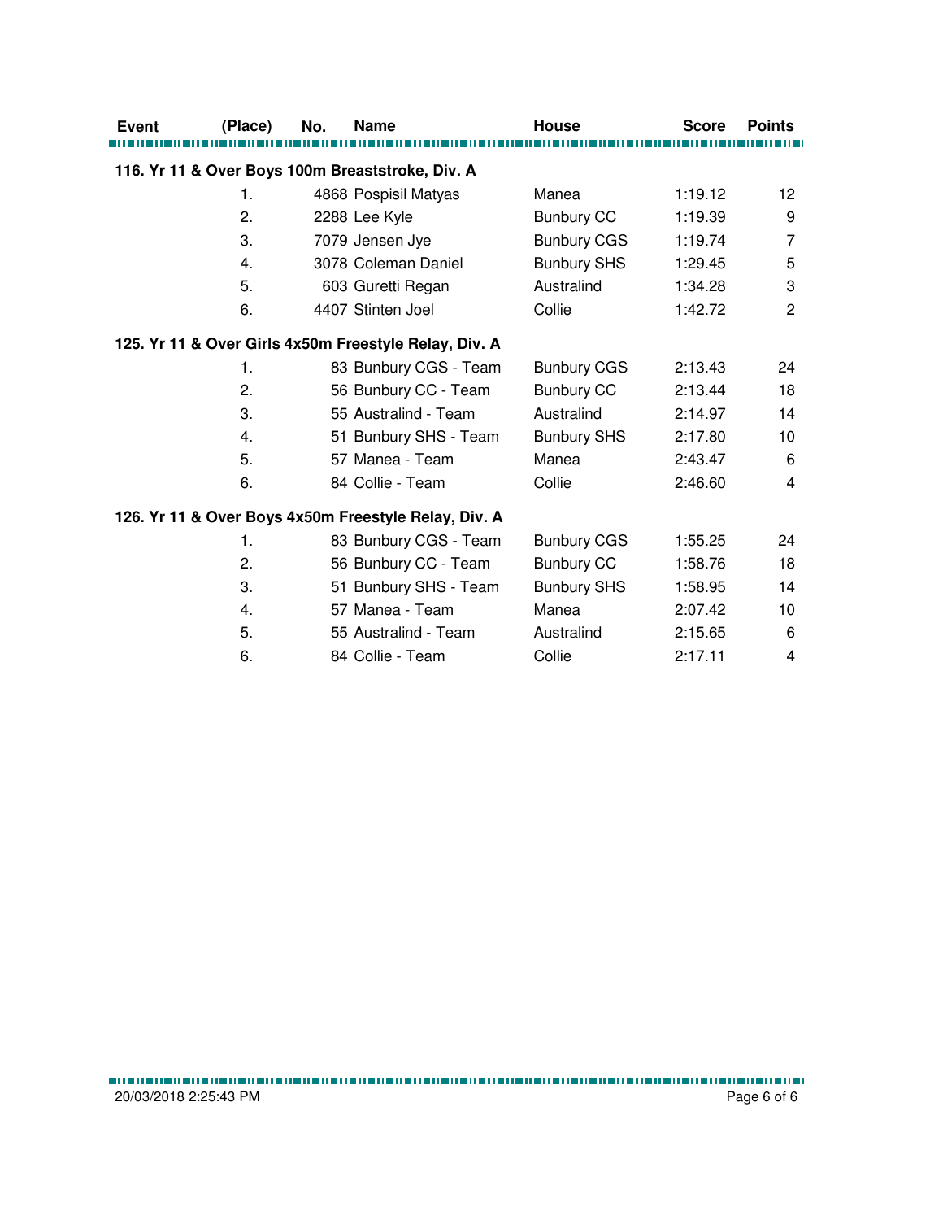| Event | (Place) | No. | Name | House | Score | Points |
| --- | --- | --- | --- | --- | --- | --- |
| **116. Yr 11 & Over Boys 100m Breaststroke, Div. A** | | | | | | |
| | 1. | 4868 | Pospisil Matyas | Manea | 1:19.12 | 12 |
| | 2. | 2288 | Lee Kyle | Bunbury CC | 1:19.39 | 9 |
| | 3. | 7079 | Jensen Jye | Bunbury CGS | 1:19.74 | 7 |
| | 4. | 3078 | Coleman Daniel | Bunbury SHS | 1:29.45 | 5 |
| | 5. | 603 | Guretti Regan | Australind | 1:34.28 | 3 |
| | 6. | 4407 | Stinten Joel | Collie | 1:42.72 | 2 |
| **125. Yr 11 & Over Girls 4x50m Freestyle Relay, Div. A** | | | | | | |
| | 1. | 83 | Bunbury CGS - Team | Bunbury CGS | 2:13.43 | 24 |
| | 2. | 56 | Bunbury CC - Team | Bunbury CC | 2:13.44 | 18 |
| | 3. | 55 | Australind - Team | Australind | 2:14.97 | 14 |
| | 4. | 51 | Bunbury SHS - Team | Bunbury SHS | 2:17.80 | 10 |
| | 5. | 57 | Manea - Team | Manea | 2:43.47 | 6 |
| | 6. | 84 | Collie - Team | Collie | 2:46.60 | 4 |
| **126. Yr 11 & Over Boys 4x50m Freestyle Relay, Div. A** | | | | | | |
| | 1. | 83 | Bunbury CGS - Team | Bunbury CGS | 1:55.25 | 24 |
| | 2. | 56 | Bunbury CC - Team | Bunbury CC | 1:58.76 | 18 |
| | 3. | 51 | Bunbury SHS - Team | Bunbury SHS | 1:58.95 | 14 |
| | 4. | 57 | Manea - Team | Manea | 2:07.42 | 10 |
| | 5. | 55 | Australind - Team | Australind | 2:15.65 | 6 |
| | 6. | 84 | Collie - Team | Collie | 2:17.11 | 4 |

20/03/2018 2:25:43 PM